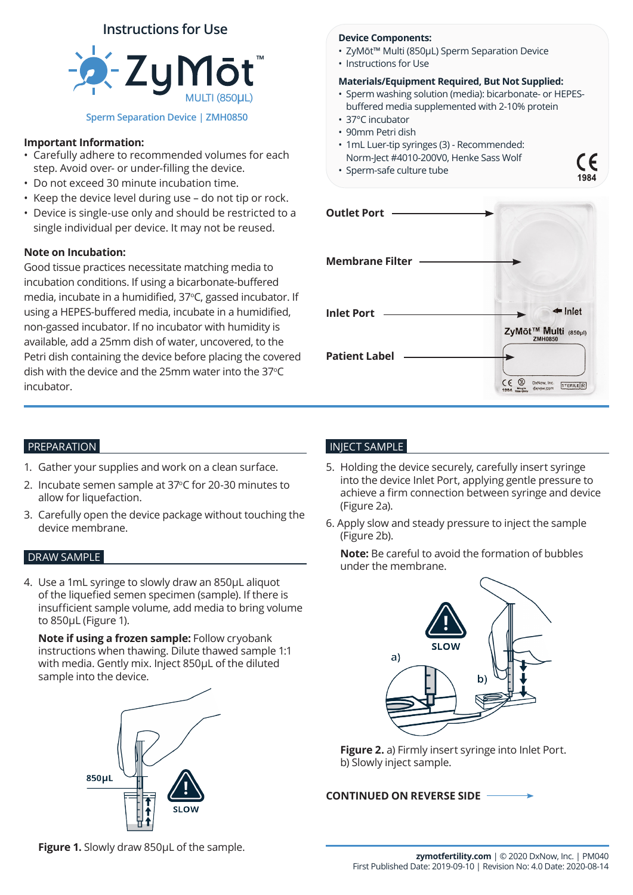# Instructions for Use

# ZyMōt™ MULTI (850µL)

Sperm Separation Device | ZMH0850

**Important Information:**

- Carefully adhere to recommended volumes for each step. Avoid over- or under-filling the device.
- Do not exceed 30 minute incubation time.
- Keep the device level during use – do not tip or rock.
- Device is single-use only and should be restricted to a single individual per device. It may not be reused.

**Note on Incubation:**

Good tissue practices necessitate matching media to incubation conditions. If using a bicarbonate-buffered media, incubate in a humidified, 37°C, gassed incubator. If using a HEPES-buffered media, incubate in a humidified, non-gassed incubator. If no incubator with humidity is available, add a 25mm dish of water, uncovered, to the Petri dish containing the device before placing the covered dish with the device and the 25mm water into the 37°C incubator.

**Device Components:**

- ZyMōt™ Multi (850µL) Sperm Separation Device
- Instructions for Use

**Materials/Equipment Required, But Not Supplied:**

- Sperm washing solution (media): bicarbonate- or HEPES-buffered media supplemented with 2-10% protein
- 37°C incubator
- 90mm Petri dish
- 1mL Luer-tip syringes (3) - Recommended: Norm-Ject #4010-200V0, Henke Sass Wolf
- Sperm-safe culture tube

CE 1984

Outlet Port

Membrane Filter

Inlet Port

Patient Label

## PREPARATION

1. Gather your supplies and work on a clean surface.
2. Incubate semen sample at 37°C for 20-30 minutes to allow for liquefaction.
3. Carefully open the device package without touching the device membrane.

## DRAW SAMPLE

4. Use a 1mL syringe to slowly draw an 850µL aliquot of the liquefied semen specimen (sample). If there is insufficient sample volume, add media to bring volume to 850µL (Figure 1).

   **Note if using a frozen sample:** Follow cryobank instructions when thawing. Dilute thawed sample 1:1 with media. Gently mix. Inject 850µL of the diluted sample into the device.

**Figure 1.** Slowly draw 850µL of the sample.

## INJECT SAMPLE

5. Holding the device securely, carefully insert syringe into the device Inlet Port, applying gentle pressure to achieve a firm connection between syringe and device (Figure 2a).
6. Apply slow and steady pressure to inject the sample (Figure 2b).

   **Note:** Be careful to avoid the formation of bubbles under the membrane.

**Figure 2.** a) Firmly insert syringe into Inlet Port. b) Slowly inject sample.

**CONTINUED ON REVERSE SIDE** →

**zymotfertility.com** | © 2020 DxNow, Inc. | PM040
First Published Date: 2019-09-10 | Revision No: 4.0 Date: 2020-08-14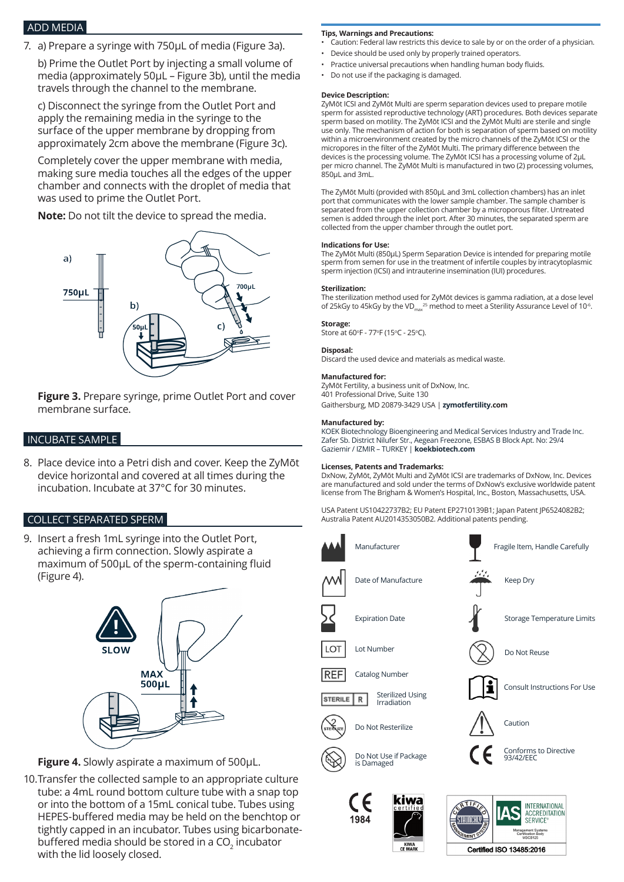## ADD MEDIA

7. a) Prepare a syringe with 750µL of media (Figure 3a).

   b) Prime the Outlet Port by injecting a small volume of media (approximately 50µL – Figure 3b), until the media travels through the channel to the membrane.

   c) Disconnect the syringe from the Outlet Port and apply the remaining media in the syringe to the surface of the upper membrane by dropping from approximately 2cm above the membrane (Figure 3c).

   Completely cover the upper membrane with media, making sure media touches all the edges of the upper chamber and connects with the droplet of media that was used to prime the Outlet Port.

   **Note:** Do not tilt the device to spread the media.

a)
750µL
b)
50µL
700µL
c)

**Figure 3.** Prepare syringe, prime Outlet Port and cover membrane surface.

## INCUBATE SAMPLE

8. Place device into a Petri dish and cover. Keep the ZyMōt device horizontal and covered at all times during the incubation. Incubate at 37°C for 30 minutes.

## COLLECT SEPARATED SPERM

9. Insert a fresh 1mL syringe into the Outlet Port, achieving a firm connection. Slowly aspirate a maximum of 500µL of the sperm-containing fluid (Figure 4).

SLOW
MAX
500µL

**Figure 4.** Slowly aspirate a maximum of 500µL.

10. Transfer the collected sample to an appropriate culture tube: a 4mL round bottom culture tube with a snap top or into the bottom of a 15mL conical tube. Tubes using HEPES-buffered media may be held on the benchtop or tightly capped in an incubator. Tubes using bicarbonate-buffered media should be stored in a $CO_2$ incubator with the lid loosely closed.

**Tips, Warnings and Precautions:**

- Caution: Federal law restricts this device to sale by or on the order of a physician.
- Device should be used only by properly trained operators.
- Practice universal precautions when handling human body fluids.
- Do not use if the packaging is damaged.

**Device Description:**
ZyMōt ICSI and ZyMōt Multi are sperm separation devices used to prepare motile sperm for assisted reproductive technology (ART) procedures. Both devices separate sperm based on motility. The ZyMōt ICSI and the ZyMōt Multi are sterile and single use only. The mechanism of action for both is separation of sperm based on motility within a microenvironment created by the micro channels of the ZyMōt ICSI or the micropores in the filter of the ZyMōt Multi. The primary difference between the devices is the processing volume. The ZyMōt ICSI has a processing volume of 2µL per micro channel. The ZyMōt Multi is manufactured in two (2) processing volumes, 850µL and 3mL.

The ZyMōt Multi (provided with 850µL and 3mL collection chambers) has an inlet port that communicates with the lower sample chamber. The sample chamber is separated from the upper collection chamber by a microporous filter. Untreated semen is added through the inlet port. After 30 minutes, the separated sperm are collected from the upper chamber through the outlet port.

**Indications for Use:**
The ZyMōt Multi (850µL) Sperm Separation Device is intended for preparing motile sperm from semen for use in the treatment of infertile couples by intracytoplasmic sperm injection (ICSI) and intrauterine insemination (IUI) procedures.

**Sterilization:**
The sterilization method used for ZyMōt devices is gamma radiation, at a dose level of 25kGy to 45kGy by the $VD_{max}^{25}$ method to meet a Sterility Assurance Level of $10^{-6}$.

**Storage:**
Store at 60°F - 77°F (15°C - 25°C).

**Disposal:**
Discard the used device and materials as medical waste.

**Manufactured for:**
ZyMōt Fertility, a business unit of DxNow, Inc.
401 Professional Drive, Suite 130
Gaithersburg, MD 20879-3429 USA | **zymotfertility.com**

**Manufactured by:**
KOEK Biotechnology Bioengineering and Medical Services Industry and Trade Inc.
Zafer Sb. District Nilufer Str., Aegean Freezone, ESBAS B Block Apt. No: 29/4
Gaziemir / IZMIR – TURKEY | **koekbiotech.com**

**Licenses, Patents and Trademarks:**
DxNow, ZyMōt, ZyMōt Multi and ZyMōt ICSI are trademarks of DxNow, Inc. Devices are manufactured and sold under the terms of DxNow's exclusive worldwide patent license from The Brigham & Women's Hospital, Inc., Boston, Massachusetts, USA.

USA Patent US10422737B2; EU Patent EP2710139B1; Japan Patent JP6524082B2; Australia Patent AU2014353050B2. Additional patents pending.

Manufacturer
Date of Manufacture
Expiration Date
LOT — Lot Number
REF — Catalog Number
STERILE R — Sterilized Using Irradiation
Do Not Resterilize
Do Not Use if Package is Damaged
Fragile Item, Handle Carefully
Keep Dry
Storage Temperature Limits
Do Not Reuse
Consult Instructions For Use
Caution
Conforms to Directive 93/42/EEC

CE 1984
kiwa certified
KIWA CE MARK
INTERNATIONAL ACCREDITATION SERVICE
Management Systems Certification Body MSCB125
Certified ISO 13485:2016